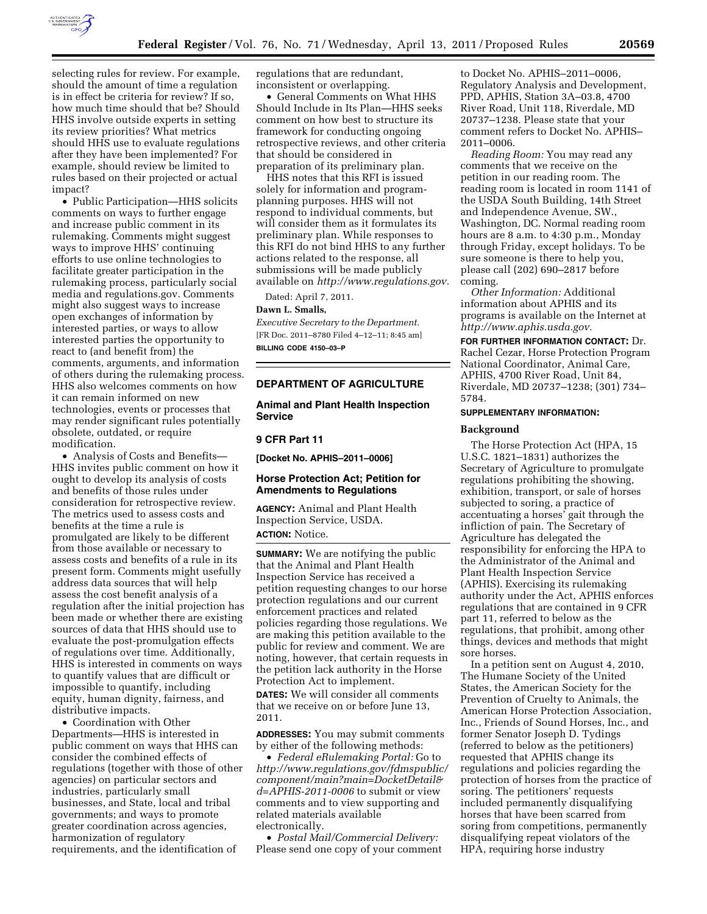selecting rules for review. For example, should the amount of time a regulation is in effect be criteria for review? If so, how much time should that be? Should HHS involve outside experts in setting its review priorities? What metrics should HHS use to evaluate regulations after they have been implemented? For example, should review be limited to rules based on their projected or actual impact?

• Public Participation—HHS solicits comments on ways to further engage and increase public comment in its rulemaking. Comments might suggest ways to improve HHS' continuing efforts to use online technologies to facilitate greater participation in the rulemaking process, particularly social media and regulations.gov. Comments might also suggest ways to increase open exchanges of information by interested parties, or ways to allow interested parties the opportunity to react to (and benefit from) the comments, arguments, and information of others during the rulemaking process. HHS also welcomes comments on how it can remain informed on new technologies, events or processes that may render significant rules potentially obsolete, outdated, or require modification.

• Analysis of Costs and Benefits—HHS invites public comment on how it ought to develop its analysis of costs and benefits of those rules under consideration for retrospective review. The metrics used to assess costs and benefits at the time a rule is promulgated are likely to be different from those available or necessary to assess costs and benefits of a rule in its present form. Comments might usefully address data sources that will help assess the cost benefit analysis of a regulation after the initial projection has been made or whether there are existing sources of data that HHS should use to evaluate the post-promulgation effects of regulations over time. Additionally, HHS is interested in comments on ways to quantify values that are difficult or impossible to quantify, including equity, human dignity, fairness, and distributive impacts.

• Coordination with Other Departments—HHS is interested in public comment on ways that HHS can consider the combined effects of regulations (together with those of other agencies) on particular sectors and industries, particularly small businesses, and State, local and tribal governments; and ways to promote greater coordination across agencies, harmonization of regulatory requirements, and the identification of regulations that are redundant, inconsistent or overlapping.

• General Comments on What HHS Should Include in Its Plan—HHS seeks comment on how best to structure its framework for conducting ongoing retrospective reviews, and other criteria that should be considered in preparation of its preliminary plan.

HHS notes that this RFI is issued solely for information and program-planning purposes. HHS will not respond to individual comments, but will consider them as it formulates its preliminary plan. While responses to this RFI do not bind HHS to any further actions related to the response, all submissions will be made publicly available on *http://www.regulations.gov.*

Dated: April 7, 2011.

**Dawn L. Smalls,**

*Executive Secretary to the Department.*

[FR Doc. 2011–8780 Filed 4–12–11; 8:45 am]

**BILLING CODE 4150–03–P**

## DEPARTMENT OF AGRICULTURE

### Animal and Plant Health Inspection Service

### 9 CFR Part 11

**[Docket No. APHIS–2011–0006]**

### Horse Protection Act; Petition for Amendments to Regulations

**AGENCY:** Animal and Plant Health Inspection Service, USDA.

**ACTION:** Notice.

**SUMMARY:** We are notifying the public that the Animal and Plant Health Inspection Service has received a petition requesting changes to our horse protection regulations and our current enforcement practices and related policies regarding those regulations. We are making this petition available to the public for review and comment. We are noting, however, that certain requests in the petition lack authority in the Horse Protection Act to implement.

**DATES:** We will consider all comments that we receive on or before June 13, 2011.

**ADDRESSES:** You may submit comments by either of the following methods:

• *Federal eRulemaking Portal:* Go to *http://www.regulations.gov/fdmspublic/component/main?main=DocketDetail&d=APHIS-2011-0006* to submit or view comments and to view supporting and related materials available electronically.

• *Postal Mail/Commercial Delivery:* Please send one copy of your comment to Docket No. APHIS–2011–0006, Regulatory Analysis and Development, PPD, APHIS, Station 3A–03.8, 4700 River Road, Unit 118, Riverdale, MD 20737–1238. Please state that your comment refers to Docket No. APHIS–2011–0006.

*Reading Room:* You may read any comments that we receive on the petition in our reading room. The reading room is located in room 1141 of the USDA South Building, 14th Street and Independence Avenue, SW., Washington, DC. Normal reading room hours are 8 a.m. to 4:30 p.m., Monday through Friday, except holidays. To be sure someone is there to help you, please call (202) 690–2817 before coming.

*Other Information:* Additional information about APHIS and its programs is available on the Internet at *http://www.aphis.usda.gov.*

**FOR FURTHER INFORMATION CONTACT:** Dr. Rachel Cezar, Horse Protection Program National Coordinator, Animal Care, APHIS, 4700 River Road, Unit 84, Riverdale, MD 20737–1238; (301) 734–5784.

**SUPPLEMENTARY INFORMATION:**

**Background**

The Horse Protection Act (HPA, 15 U.S.C. 1821–1831) authorizes the Secretary of Agriculture to promulgate regulations prohibiting the showing, exhibition, transport, or sale of horses subjected to soring, a practice of accentuating a horses' gait through the infliction of pain. The Secretary of Agriculture has delegated the responsibility for enforcing the HPA to the Administrator of the Animal and Plant Health Inspection Service (APHIS). Exercising its rulemaking authority under the Act, APHIS enforces regulations that are contained in 9 CFR part 11, referred to below as the regulations, that prohibit, among other things, devices and methods that might sore horses.

In a petition sent on August 4, 2010, The Humane Society of the United States, the American Society for the Prevention of Cruelty to Animals, the American Horse Protection Association, Inc., Friends of Sound Horses, Inc., and former Senator Joseph D. Tydings (referred to below as the petitioners) requested that APHIS change its regulations and policies regarding the protection of horses from the practice of soring. The petitioners' requests included permanently disqualifying horses that have been scarred from soring from competitions, permanently disqualifying repeat violators of the HPA, requiring horse industry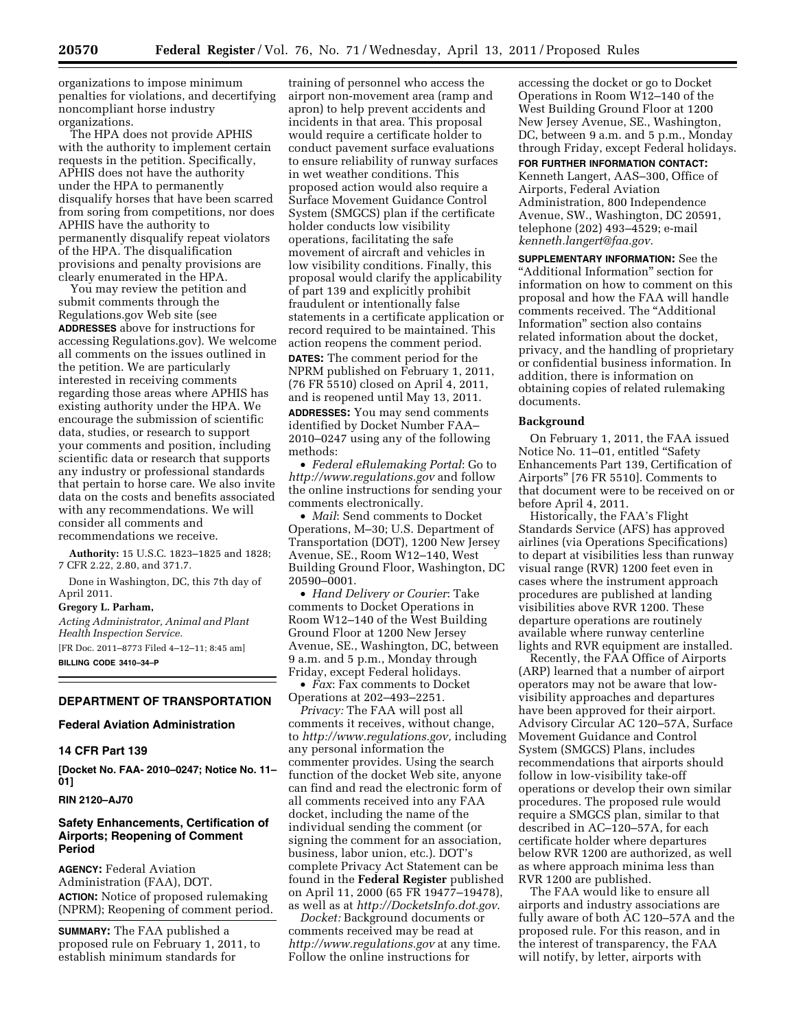organizations to impose minimum penalties for violations, and decertifying noncompliant horse industry organizations.

The HPA does not provide APHIS with the authority to implement certain requests in the petition. Specifically, APHIS does not have the authority under the HPA to permanently disqualify horses that have been scarred from soring from competitions, nor does APHIS have the authority to permanently disqualify repeat violators of the HPA. The disqualification provisions and penalty provisions are clearly enumerated in the HPA.

You may review the petition and submit comments through the Regulations.gov Web site (see **ADDRESSES** above for instructions for accessing Regulations.gov). We welcome all comments on the issues outlined in the petition. We are particularly interested in receiving comments regarding those areas where APHIS has existing authority under the HPA. We encourage the submission of scientific data, studies, or research to support your comments and position, including scientific data or research that supports any industry or professional standards that pertain to horse care. We also invite data on the costs and benefits associated with any recommendations. We will consider all comments and recommendations we receive.

**Authority:** 15 U.S.C. 1823–1825 and 1828; 7 CFR 2.22, 2.80, and 371.7.

Done in Washington, DC, this 7th day of April 2011.

**Gregory L. Parham,**

*Acting Administrator, Animal and Plant Health Inspection Service.*

[FR Doc. 2011–8773 Filed 4–12–11; 8:45 am]

**BILLING CODE 3410–34–P**

## DEPARTMENT OF TRANSPORTATION

### Federal Aviation Administration

### 14 CFR Part 139

**[Docket No. FAA- 2010–0247; Notice No. 11–01]**

**RIN 2120–AJ70**

### Safety Enhancements, Certification of Airports; Reopening of Comment Period

**AGENCY:** Federal Aviation Administration (FAA), DOT.

**ACTION:** Notice of proposed rulemaking (NPRM); Reopening of comment period.

**SUMMARY:** The FAA published a proposed rule on February 1, 2011, to establish minimum standards for training of personnel who access the airport non-movement area (ramp and apron) to help prevent accidents and incidents in that area. This proposal would require a certificate holder to conduct pavement surface evaluations to ensure reliability of runway surfaces in wet weather conditions. This proposed action would also require a Surface Movement Guidance Control System (SMGCS) plan if the certificate holder conducts low visibility operations, facilitating the safe movement of aircraft and vehicles in low visibility conditions. Finally, this proposal would clarify the applicability of part 139 and explicitly prohibit fraudulent or intentionally false statements in a certificate application or record required to be maintained. This action reopens the comment period.

**DATES:** The comment period for the NPRM published on February 1, 2011, (76 FR 5510) closed on April 4, 2011, and is reopened until May 13, 2011.

**ADDRESSES:** You may send comments identified by Docket Number FAA–2010–0247 using any of the following methods:

- *Federal eRulemaking Portal*: Go to *http://www.regulations.gov* and follow the online instructions for sending your comments electronically.
- *Mail*: Send comments to Docket Operations, M–30; U.S. Department of Transportation (DOT), 1200 New Jersey Avenue, SE., Room W12–140, West Building Ground Floor, Washington, DC 20590–0001.
- *Hand Delivery or Courier*: Take comments to Docket Operations in Room W12–140 of the West Building Ground Floor at 1200 New Jersey Avenue, SE., Washington, DC, between 9 a.m. and 5 p.m., Monday through Friday, except Federal holidays.
- *Fax*: Fax comments to Docket Operations at 202–493–2251.

*Privacy:* The FAA will post all comments it receives, without change, to *http://www.regulations.gov,* including any personal information the commenter provides. Using the search function of the docket Web site, anyone can find and read the electronic form of all comments received into any FAA docket, including the name of the individual sending the comment (or signing the comment for an association, business, labor union, etc.). DOT's complete Privacy Act Statement can be found in the **Federal Register** published on April 11, 2000 (65 FR 19477–19478), as well as at *http://DocketsInfo.dot.gov*.

*Docket:* Background documents or comments received may be read at *http://www.regulations.gov* at any time. Follow the online instructions for accessing the docket or go to Docket Operations in Room W12–140 of the West Building Ground Floor at 1200 New Jersey Avenue, SE., Washington, DC, between 9 a.m. and 5 p.m., Monday through Friday, except Federal holidays.

**FOR FURTHER INFORMATION CONTACT:** Kenneth Langert, AAS–300, Office of Airports, Federal Aviation Administration, 800 Independence Avenue, SW., Washington, DC 20591, telephone (202) 493–4529; e-mail *kenneth.langert@faa.gov*.

**SUPPLEMENTARY INFORMATION:** See the "Additional Information" section for information on how to comment on this proposal and how the FAA will handle comments received. The "Additional Information" section also contains related information about the docket, privacy, and the handling of proprietary or confidential business information. In addition, there is information on obtaining copies of related rulemaking documents.

#### Background

On February 1, 2011, the FAA issued Notice No. 11–01, entitled "Safety Enhancements Part 139, Certification of Airports" [76 FR 5510]. Comments to that document were to be received on or before April 4, 2011.

Historically, the FAA's Flight Standards Service (AFS) has approved airlines (via Operations Specifications) to depart at visibilities less than runway visual range (RVR) 1200 feet even in cases where the instrument approach procedures are published at landing visibilities above RVR 1200. These departure operations are routinely available where runway centerline lights and RVR equipment are installed.

Recently, the FAA Office of Airports (ARP) learned that a number of airport operators may not be aware that low-visibility approaches and departures have been approved for their airport. Advisory Circular AC 120–57A, Surface Movement Guidance and Control System (SMGCS) Plans, includes recommendations that airports should follow in low-visibility take-off operations or develop their own similar procedures. The proposed rule would require a SMGCS plan, similar to that described in AC–120–57A, for each certificate holder where departures below RVR 1200 are authorized, as well as where approach minima less than RVR 1200 are published.

The FAA would like to ensure all airports and industry associations are fully aware of both AC 120–57A and the proposed rule. For this reason, and in the interest of transparency, the FAA will notify, by letter, airports with